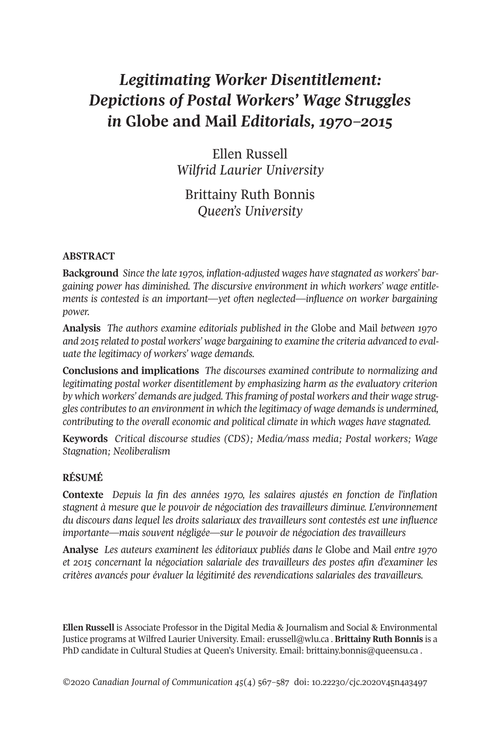# *Legitimating Worker Disentitlement: Depictions of Postal Workers' Wage Struggles in* Globe and Mail *Editorials, 1970–2015*

Ellen Russell
*Wilfrid Laurier University*

Brittainy Ruth Bonnis
*Queen's University*

## ABSTRACT

**Background** *Since the late 1970s, inflation-adjusted wages have stagnated as workers' bargaining power has diminished. The discursive environment in which workers' wage entitlements is contested is an important—yet often neglected—influence on worker bargaining power.*

**Analysis** *The authors examine editorials published in the* Globe and Mail *between 1970 and 2015 related to postal workers' wage bargaining to examine the criteria advanced to evaluate the legitimacy of workers' wage demands.*

**Conclusions and implications** *The discourses examined contribute to normalizing and legitimating postal worker disentitlement by emphasizing harm as the evaluatory criterion by which workers' demands are judged. This framing of postal workers and their wage struggles contributes to an environment in which the legitimacy of wage demands is undermined, contributing to the overall economic and political climate in which wages have stagnated.*

**Keywords** *Critical discourse studies (CDS); Media/mass media; Postal workers; Wage Stagnation; Neoliberalism*

## RÉSUMÉ

**Contexte** *Depuis la fin des années 1970, les salaires ajustés en fonction de l'inflation stagnent à mesure que le pouvoir de négociation des travailleurs diminue. L'environnement du discours dans lequel les droits salariaux des travailleurs sont contestés est une influence importante—mais souvent négligée—sur le pouvoir de négociation des travailleurs*

**Analyse** *Les auteurs examinent les éditoriaux publiés dans le* Globe and Mail *entre 1970 et 2015 concernant la négociation salariale des travailleurs des postes afin d'examiner les critères avancés pour évaluer la légitimité des revendications salariales des travailleurs.*

**Ellen Russell** is Associate Professor in the Digital Media & Journalism and Social & Environmental Justice programs at Wilfred Laurier University. Email: erussell@wlu.ca . **Brittainy Ruth Bonnis** is a PhD candidate in Cultural Studies at Queen's University. Email: brittainy.bonnis@queensu.ca .

©2020 *Canadian Journal of Communication 45*(4) 567–587 doi: 10.22230/cjc.2020v45n4a3497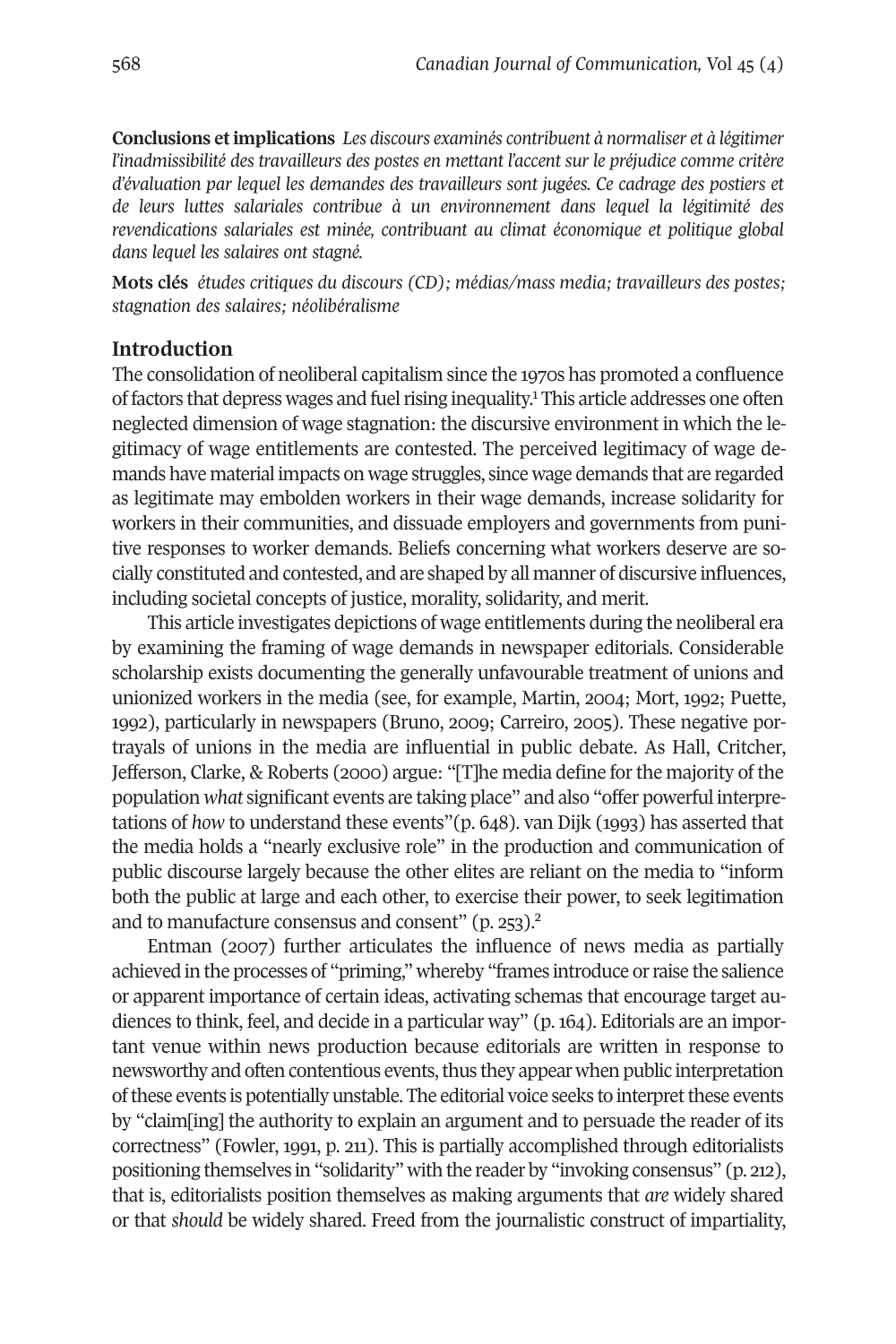**Conclusions et implications** *Les discours examinés contribuent à normaliser et à légitimer l'inadmissibilité des travailleurs des postes en mettant l'accent sur le préjudice comme critère d'évaluation par lequel les demandes des travailleurs sont jugées. Ce cadrage des postiers et de leurs luttes salariales contribue à un environnement dans lequel la légitimité des revendications salariales est minée, contribuant au climat économique et politique global dans lequel les salaires ont stagné.*

**Mots clés** *études critiques du discours (CD); médias/mass media; travailleurs des postes; stagnation des salaires; néolibéralisme*

## Introduction

The consolidation of neoliberal capitalism since the 1970s has promoted a confluence of factors that depress wages and fuel rising inequality.[1] This article addresses one often neglected dimension of wage stagnation: the discursive environment in which the legitimacy of wage entitlements are contested. The perceived legitimacy of wage demands have material impacts on wage struggles, since wage demands that are regarded as legitimate may embolden workers in their wage demands, increase solidarity for workers in their communities, and dissuade employers and governments from punitive responses to worker demands. Beliefs concerning what workers deserve are socially constituted and contested, and are shaped by all manner of discursive influences, including societal concepts of justice, morality, solidarity, and merit.

This article investigates depictions of wage entitlements during the neoliberal era by examining the framing of wage demands in newspaper editorials. Considerable scholarship exists documenting the generally unfavourable treatment of unions and unionized workers in the media (see, for example, Martin, 2004; Mort, 1992; Puette, 1992), particularly in newspapers (Bruno, 2009; Carreiro, 2005). These negative portrayals of unions in the media are influential in public debate. As Hall, Critcher, Jefferson, Clarke, & Roberts (2000) argue: "[T]he media define for the majority of the population *what* significant events are taking place" and also "offer powerful interpretations of *how* to understand these events"(p. 648). van Dijk (1993) has asserted that the media holds a "nearly exclusive role" in the production and communication of public discourse largely because the other elites are reliant on the media to "inform both the public at large and each other, to exercise their power, to seek legitimation and to manufacture consensus and consent" (p. 253).[2]

Entman (2007) further articulates the influence of news media as partially achieved in the processes of "priming," whereby "frames introduce or raise the salience or apparent importance of certain ideas, activating schemas that encourage target audiences to think, feel, and decide in a particular way" (p. 164). Editorials are an important venue within news production because editorials are written in response to newsworthy and often contentious events, thus they appear when public interpretation of these events is potentially unstable. The editorial voice seeks to interpret these events by "claim[ing] the authority to explain an argument and to persuade the reader of its correctness" (Fowler, 1991, p. 211). This is partially accomplished through editorialists positioning themselves in "solidarity" with the reader by "invoking consensus" (p. 212), that is, editorialists position themselves as making arguments that *are* widely shared or that *should* be widely shared. Freed from the journalistic construct of impartiality,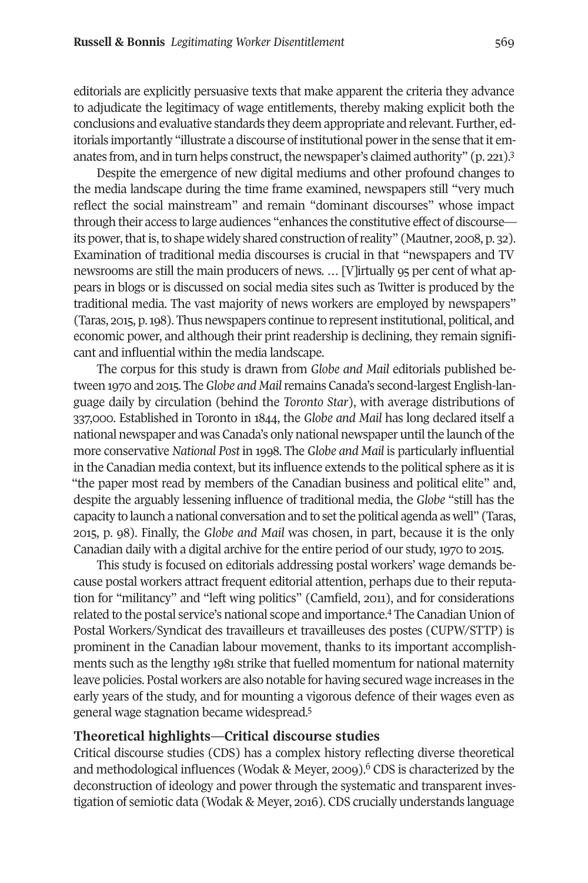editorials are explicitly persuasive texts that make apparent the criteria they advance to adjudicate the legitimacy of wage entitlements, thereby making explicit both the conclusions and evaluative standards they deem appropriate and relevant. Further, editorials importantly "illustrate a discourse of institutional power in the sense that it emanates from, and in turn helps construct, the newspaper's claimed authority" (p. 221).[3]

Despite the emergence of new digital mediums and other profound changes to the media landscape during the time frame examined, newspapers still "very much reflect the social mainstream" and remain "dominant discourses" whose impact through their access to large audiences "enhances the constitutive effect of discourse—its power, that is, to shape widely shared construction of reality" (Mautner, 2008, p. 32). Examination of traditional media discourses is crucial in that "newspapers and TV newsrooms are still the main producers of news. … [V]irtually 95 per cent of what appears in blogs or is discussed on social media sites such as Twitter is produced by the traditional media. The vast majority of news workers are employed by newspapers" (Taras, 2015, p. 198). Thus newspapers continue to represent institutional, political, and economic power, and although their print readership is declining, they remain significant and influential within the media landscape.

The corpus for this study is drawn from *Globe and Mail* editorials published between 1970 and 2015. The *Globe and Mail* remains Canada's second-largest English-language daily by circulation (behind the *Toronto Star*), with average distributions of 337,000. Established in Toronto in 1844, the *Globe and Mail* has long declared itself a national newspaper and was Canada's only national newspaper until the launch of the more conservative *National Post* in 1998. The *Globe and Mail* is particularly influential in the Canadian media context, but its influence extends to the political sphere as it is "the paper most read by members of the Canadian business and political elite" and, despite the arguably lessening influence of traditional media, the *Globe* "still has the capacity to launch a national conversation and to set the political agenda as well" (Taras, 2015, p. 98). Finally, the *Globe and Mail* was chosen, in part, because it is the only Canadian daily with a digital archive for the entire period of our study, 1970 to 2015.

This study is focused on editorials addressing postal workers' wage demands because postal workers attract frequent editorial attention, perhaps due to their reputation for "militancy" and "left wing politics" (Camfield, 2011), and for considerations related to the postal service's national scope and importance.[4] The Canadian Union of Postal Workers/Syndicat des travailleurs et travailleuses des postes (CUPW/STTP) is prominent in the Canadian labour movement, thanks to its important accomplishments such as the lengthy 1981 strike that fuelled momentum for national maternity leave policies. Postal workers are also notable for having secured wage increases in the early years of the study, and for mounting a vigorous defence of their wages even as general wage stagnation became widespread.[5]

## Theoretical highlights—Critical discourse studies

Critical discourse studies (CDS) has a complex history reflecting diverse theoretical and methodological influences (Wodak & Meyer, 2009).[6] CDS is characterized by the deconstruction of ideology and power through the systematic and transparent investigation of semiotic data (Wodak & Meyer, 2016). CDS crucially understands language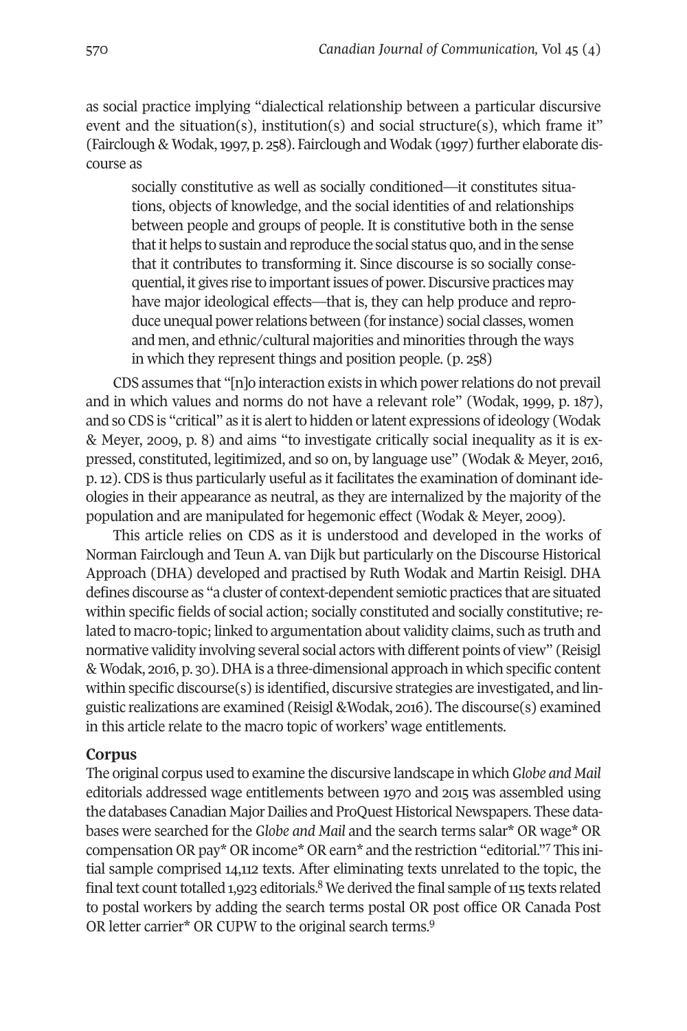as social practice implying "dialectical relationship between a particular discursive event and the situation(s), institution(s) and social structure(s), which frame it" (Fairclough & Wodak, 1997, p. 258). Fairclough and Wodak (1997) further elaborate discourse as

> socially constitutive as well as socially conditioned—it constitutes situations, objects of knowledge, and the social identities of and relationships between people and groups of people. It is constitutive both in the sense that it helps to sustain and reproduce the social status quo, and in the sense that it contributes to transforming it. Since discourse is so socially consequential, it gives rise to important issues of power. Discursive practices may have major ideological effects—that is, they can help produce and reproduce unequal power relations between (for instance) social classes, women and men, and ethnic/cultural majorities and minorities through the ways in which they represent things and position people. (p. 258)

CDS assumes that "[n]o interaction exists in which power relations do not prevail and in which values and norms do not have a relevant role" (Wodak, 1999, p. 187), and so CDS is "critical" as it is alert to hidden or latent expressions of ideology (Wodak & Meyer, 2009, p. 8) and aims "to investigate critically social inequality as it is expressed, constituted, legitimized, and so on, by language use" (Wodak & Meyer, 2016, p. 12). CDS is thus particularly useful as it facilitates the examination of dominant ideologies in their appearance as neutral, as they are internalized by the majority of the population and are manipulated for hegemonic effect (Wodak & Meyer, 2009).

This article relies on CDS as it is understood and developed in the works of Norman Fairclough and Teun A. van Dijk but particularly on the Discourse Historical Approach (DHA) developed and practised by Ruth Wodak and Martin Reisigl. DHA defines discourse as "a cluster of context-dependent semiotic practices that are situated within specific fields of social action; socially constituted and socially constitutive; related to macro-topic; linked to argumentation about validity claims, such as truth and normative validity involving several social actors with different points of view" (Reisigl & Wodak, 2016, p. 30). DHA is a three-dimensional approach in which specific content within specific discourse(s) is identified, discursive strategies are investigated, and linguistic realizations are examined (Reisigl &Wodak, 2016). The discourse(s) examined in this article relate to the macro topic of workers' wage entitlements.

## Corpus

The original corpus used to examine the discursive landscape in which *Globe and Mail* editorials addressed wage entitlements between 1970 and 2015 was assembled using the databases Canadian Major Dailies and ProQuest Historical Newspapers. These databases were searched for the *Globe and Mail* and the search terms salar* OR wage* OR compensation OR pay* OR income* OR earn* and the restriction "editorial."[7] This initial sample comprised 14,112 texts. After eliminating texts unrelated to the topic, the final text count totalled 1,923 editorials.[8] We derived the final sample of 115 texts related to postal workers by adding the search terms postal OR post office OR Canada Post OR letter carrier* OR CUPW to the original search terms.[9]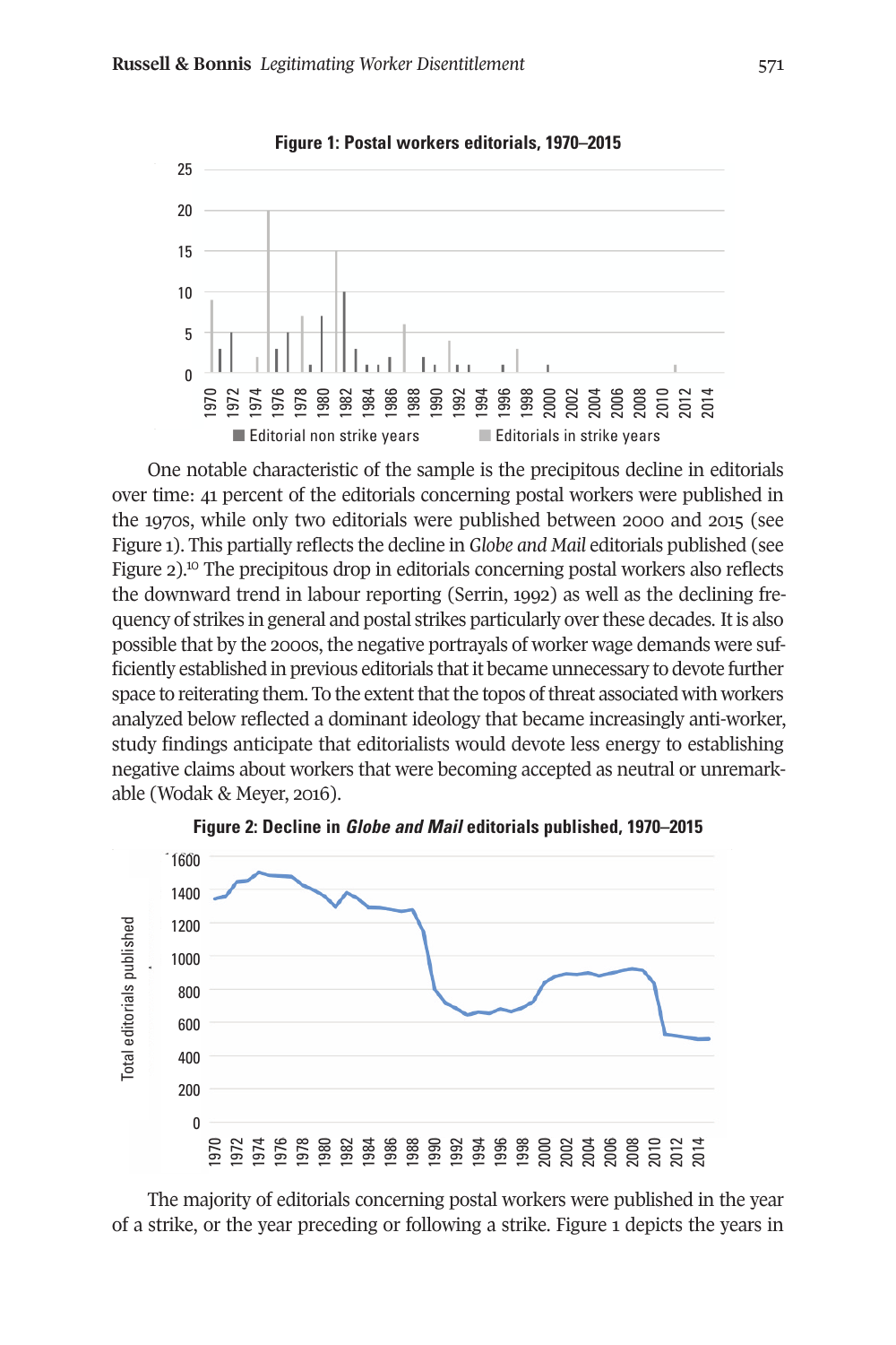**Figure 1: Postal workers editorials, 1970–2015**

One notable characteristic of the sample is the precipitous decline in editorials over time: 41 percent of the editorials concerning postal workers were published in the 1970s, while only two editorials were published between 2000 and 2015 (see Figure 1). This partially reflects the decline in *Globe and Mail* editorials published (see Figure 2).[10] The precipitous drop in editorials concerning postal workers also reflects the downward trend in labour reporting (Serrin, 1992) as well as the declining frequency of strikes in general and postal strikes particularly over these decades. It is also possible that by the 2000s, the negative portrayals of worker wage demands were sufficiently established in previous editorials that it became unnecessary to devote further space to reiterating them. To the extent that the topos of threat associated with workers analyzed below reflected a dominant ideology that became increasingly anti-worker, study findings anticipate that editorialists would devote less energy to establishing negative claims about workers that were becoming accepted as neutral or unremarkable (Wodak & Meyer, 2016).

**Figure 2: Decline in *Globe and Mail* editorials published, 1970–2015**

The majority of editorials concerning postal workers were published in the year of a strike, or the year preceding or following a strike. Figure 1 depicts the years in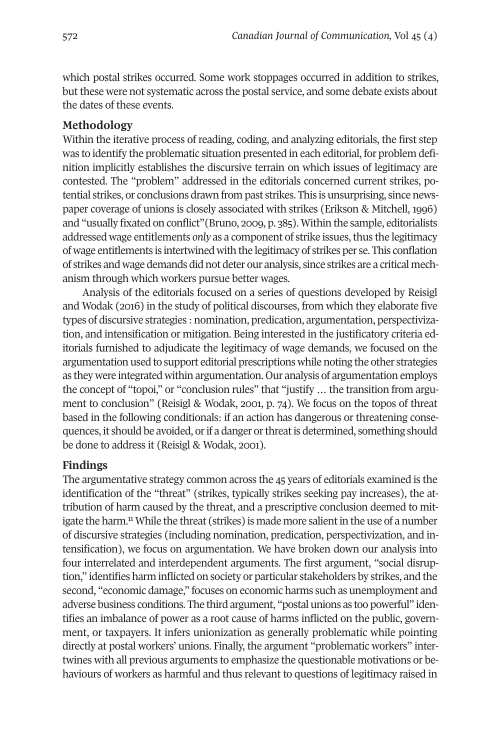which postal strikes occurred. Some work stoppages occurred in addition to strikes, but these were not systematic across the postal service, and some debate exists about the dates of these events.

## Methodology

Within the iterative process of reading, coding, and analyzing editorials, the first step was to identify the problematic situation presented in each editorial, for problem definition implicitly establishes the discursive terrain on which issues of legitimacy are contested. The "problem" addressed in the editorials concerned current strikes, potential strikes, or conclusions drawn from past strikes. This is unsurprising, since newspaper coverage of unions is closely associated with strikes (Erikson & Mitchell, 1996) and "usually fixated on conflict"(Bruno, 2009, p. 385). Within the sample, editorialists addressed wage entitlements *only* as a component of strike issues, thus the legitimacy of wage entitlements is intertwined with the legitimacy of strikes per se. This conflation of strikes and wage demands did not deter our analysis, since strikes are a critical mechanism through which workers pursue better wages.

Analysis of the editorials focused on a series of questions developed by Reisigl and Wodak (2016) in the study of political discourses, from which they elaborate five types of discursive strategies : nomination, predication, argumentation, perspectivization, and intensification or mitigation. Being interested in the justificatory criteria editorials furnished to adjudicate the legitimacy of wage demands, we focused on the argumentation used to support editorial prescriptions while noting the other strategies as they were integrated within argumentation. Our analysis of argumentation employs the concept of "topoi," or "conclusion rules" that "justify … the transition from argument to conclusion" (Reisigl & Wodak, 2001, p. 74). We focus on the topos of threat based in the following conditionals: if an action has dangerous or threatening consequences, it should be avoided, or if a danger or threat is determined, something should be done to address it (Reisigl & Wodak, 2001).

## Findings

The argumentative strategy common across the 45 years of editorials examined is the identification of the "threat" (strikes, typically strikes seeking pay increases), the attribution of harm caused by the threat, and a prescriptive conclusion deemed to mitigate the harm.[11] While the threat (strikes) is made more salient in the use of a number of discursive strategies (including nomination, predication, perspectivization, and intensification), we focus on argumentation. We have broken down our analysis into four interrelated and interdependent arguments. The first argument, "social disruption," identifies harm inflicted on society or particular stakeholders by strikes, and the second, "economic damage," focuses on economic harms such as unemployment and adverse business conditions. The third argument, "postal unions as too powerful" identifies an imbalance of power as a root cause of harms inflicted on the public, government, or taxpayers. It infers unionization as generally problematic while pointing directly at postal workers' unions. Finally, the argument "problematic workers" intertwines with all previous arguments to emphasize the questionable motivations or behaviours of workers as harmful and thus relevant to questions of legitimacy raised in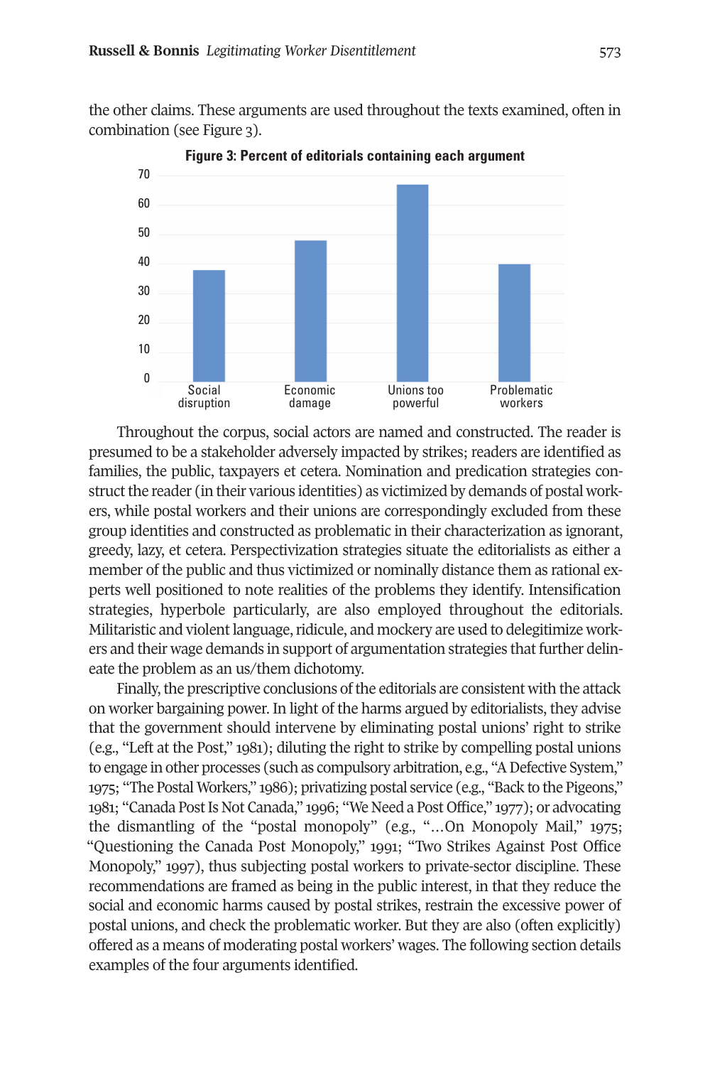the other claims. These arguments are used throughout the texts examined, often in combination (see Figure 3).

**Figure 3: Percent of editorials containing each argument**

| Argument | Percent |
|---|---|
| Social disruption | 38 |
| Economic damage | 48 |
| Unions too powerful | 67 |
| Problematic workers | 40 |

Throughout the corpus, social actors are named and constructed. The reader is presumed to be a stakeholder adversely impacted by strikes; readers are identified as families, the public, taxpayers et cetera. Nomination and predication strategies construct the reader (in their various identities) as victimized by demands of postal workers, while postal workers and their unions are correspondingly excluded from these group identities and constructed as problematic in their characterization as ignorant, greedy, lazy, et cetera. Perspectivization strategies situate the editorialists as either a member of the public and thus victimized or nominally distance them as rational experts well positioned to note realities of the problems they identify. Intensification strategies, hyperbole particularly, are also employed throughout the editorials. Militaristic and violent language, ridicule, and mockery are used to delegitimize workers and their wage demands in support of argumentation strategies that further delineate the problem as an us/them dichotomy.

Finally, the prescriptive conclusions of the editorials are consistent with the attack on worker bargaining power. In light of the harms argued by editorialists, they advise that the government should intervene by eliminating postal unions' right to strike (e.g., "Left at the Post," 1981); diluting the right to strike by compelling postal unions to engage in other processes (such as compulsory arbitration, e.g., "A Defective System," 1975; "The Postal Workers," 1986); privatizing postal service (e.g., "Back to the Pigeons," 1981; "Canada Post Is Not Canada," 1996; "We Need a Post Office," 1977); or advocating the dismantling of the "postal monopoly" (e.g., "…On Monopoly Mail," 1975; "Questioning the Canada Post Monopoly," 1991; "Two Strikes Against Post Office Monopoly," 1997), thus subjecting postal workers to private-sector discipline. These recommendations are framed as being in the public interest, in that they reduce the social and economic harms caused by postal strikes, restrain the excessive power of postal unions, and check the problematic worker. But they are also (often explicitly) offered as a means of moderating postal workers' wages. The following section details examples of the four arguments identified.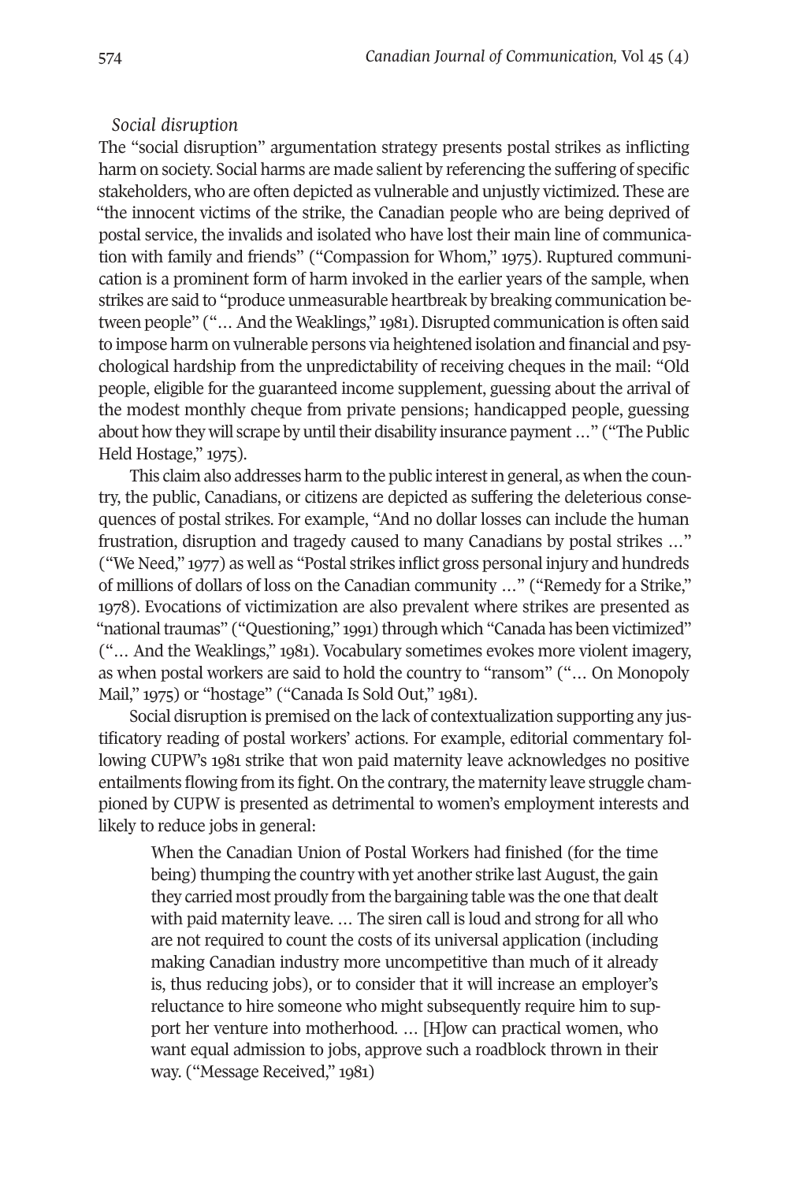*Social disruption*

The "social disruption" argumentation strategy presents postal strikes as inflicting harm on society. Social harms are made salient by referencing the suffering of specific stakeholders, who are often depicted as vulnerable and unjustly victimized. These are "the innocent victims of the strike, the Canadian people who are being deprived of postal service, the invalids and isolated who have lost their main line of communication with family and friends" ("Compassion for Whom," 1975). Ruptured communication is a prominent form of harm invoked in the earlier years of the sample, when strikes are said to "produce unmeasurable heartbreak by breaking communication between people" ("… And the Weaklings," 1981). Disrupted communication is often said to impose harm on vulnerable persons via heightened isolation and financial and psychological hardship from the unpredictability of receiving cheques in the mail: "Old people, eligible for the guaranteed income supplement, guessing about the arrival of the modest monthly cheque from private pensions; handicapped people, guessing about how they will scrape by until their disability insurance payment …" ("The Public Held Hostage," 1975).

This claim also addresses harm to the public interest in general, as when the country, the public, Canadians, or citizens are depicted as suffering the deleterious consequences of postal strikes. For example, "And no dollar losses can include the human frustration, disruption and tragedy caused to many Canadians by postal strikes …" ("We Need," 1977) as well as "Postal strikes inflict gross personal injury and hundreds of millions of dollars of loss on the Canadian community …" ("Remedy for a Strike," 1978). Evocations of victimization are also prevalent where strikes are presented as "national traumas" ("Questioning," 1991) through which "Canada has been victimized" ("… And the Weaklings," 1981). Vocabulary sometimes evokes more violent imagery, as when postal workers are said to hold the country to "ransom" ("… On Monopoly Mail," 1975) or "hostage" ("Canada Is Sold Out," 1981).

Social disruption is premised on the lack of contextualization supporting any justificatory reading of postal workers' actions. For example, editorial commentary following CUPW's 1981 strike that won paid maternity leave acknowledges no positive entailments flowing from its fight. On the contrary, the maternity leave struggle championed by CUPW is presented as detrimental to women's employment interests and likely to reduce jobs in general:

> When the Canadian Union of Postal Workers had finished (for the time being) thumping the country with yet another strike last August, the gain they carried most proudly from the bargaining table was the one that dealt with paid maternity leave. … The siren call is loud and strong for all who are not required to count the costs of its universal application (including making Canadian industry more uncompetitive than much of it already is, thus reducing jobs), or to consider that it will increase an employer's reluctance to hire someone who might subsequently require him to support her venture into motherhood. … [H]ow can practical women, who want equal admission to jobs, approve such a roadblock thrown in their way. ("Message Received," 1981)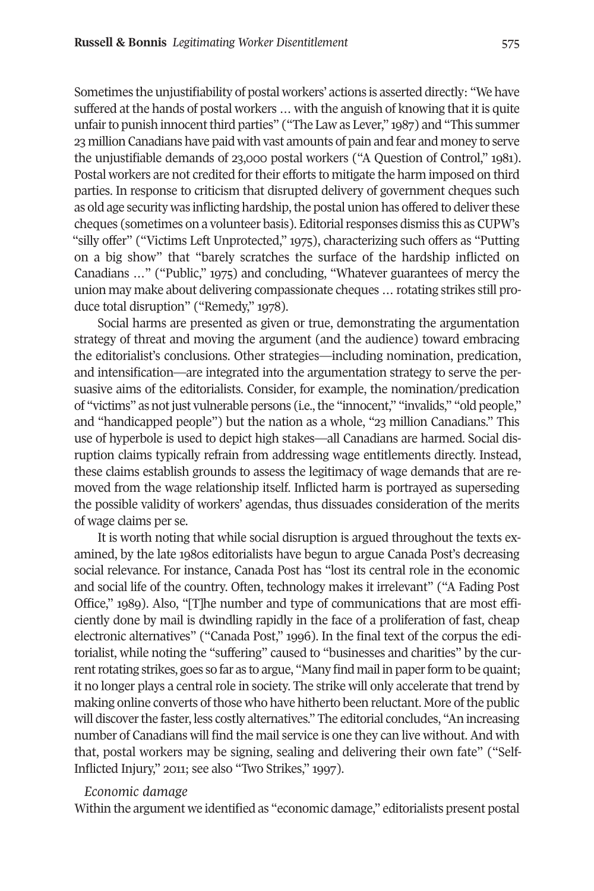Sometimes the unjustifiability of postal workers' actions is asserted directly: "We have suffered at the hands of postal workers … with the anguish of knowing that it is quite unfair to punish innocent third parties" ("The Law as Lever," 1987) and "This summer 23 million Canadians have paid with vast amounts of pain and fear and money to serve the unjustifiable demands of 23,000 postal workers ("A Question of Control," 1981). Postal workers are not credited for their efforts to mitigate the harm imposed on third parties. In response to criticism that disrupted delivery of government cheques such as old age security was inflicting hardship, the postal union has offered to deliver these cheques (sometimes on a volunteer basis). Editorial responses dismiss this as CUPW's "silly offer" ("Victims Left Unprotected," 1975), characterizing such offers as "Putting on a big show" that "barely scratches the surface of the hardship inflicted on Canadians …" ("Public," 1975) and concluding, "Whatever guarantees of mercy the union may make about delivering compassionate cheques … rotating strikes still produce total disruption" ("Remedy," 1978).

Social harms are presented as given or true, demonstrating the argumentation strategy of threat and moving the argument (and the audience) toward embracing the editorialist's conclusions. Other strategies—including nomination, predication, and intensification—are integrated into the argumentation strategy to serve the persuasive aims of the editorialists. Consider, for example, the nomination/predication of "victims" as not just vulnerable persons (i.e., the "innocent," "invalids," "old people," and "handicapped people") but the nation as a whole, "23 million Canadians." This use of hyperbole is used to depict high stakes—all Canadians are harmed. Social disruption claims typically refrain from addressing wage entitlements directly. Instead, these claims establish grounds to assess the legitimacy of wage demands that are removed from the wage relationship itself. Inflicted harm is portrayed as superseding the possible validity of workers' agendas, thus dissuades consideration of the merits of wage claims per se.

It is worth noting that while social disruption is argued throughout the texts examined, by the late 1980s editorialists have begun to argue Canada Post's decreasing social relevance. For instance, Canada Post has "lost its central role in the economic and social life of the country. Often, technology makes it irrelevant" ("A Fading Post Office," 1989). Also, "[T]he number and type of communications that are most efficiently done by mail is dwindling rapidly in the face of a proliferation of fast, cheap electronic alternatives" ("Canada Post," 1996). In the final text of the corpus the editorialist, while noting the "suffering" caused to "businesses and charities" by the current rotating strikes, goes so far as to argue, "Many find mail in paper form to be quaint; it no longer plays a central role in society. The strike will only accelerate that trend by making online converts of those who have hitherto been reluctant. More of the public will discover the faster, less costly alternatives." The editorial concludes, "An increasing number of Canadians will find the mail service is one they can live without. And with that, postal workers may be signing, sealing and delivering their own fate" ("Self-Inflicted Injury," 2011; see also "Two Strikes," 1997).

*Economic damage*

Within the argument we identified as "economic damage," editorialists present postal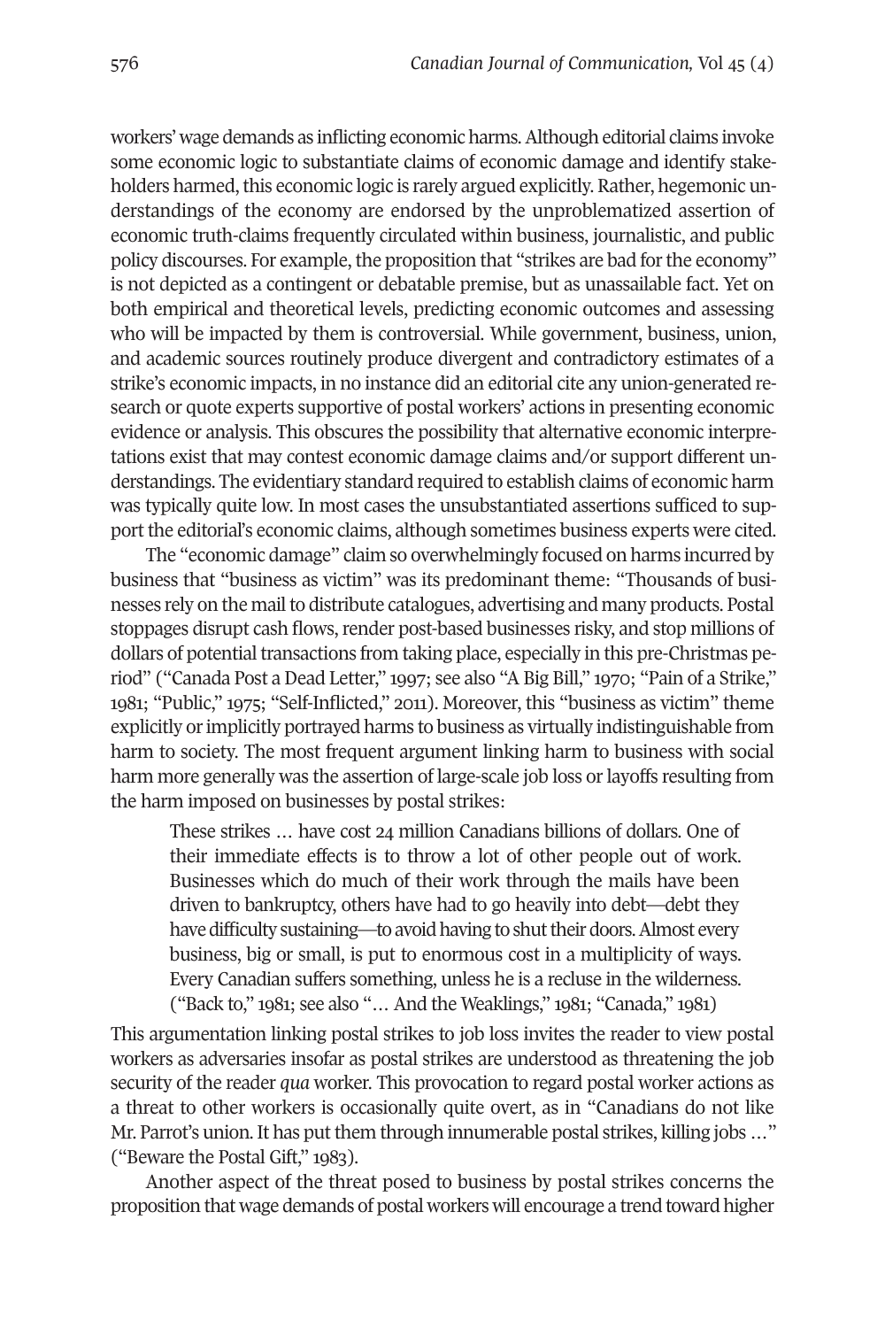workers' wage demands as inflicting economic harms. Although editorial claims invoke some economic logic to substantiate claims of economic damage and identify stakeholders harmed, this economic logic is rarely argued explicitly. Rather, hegemonic understandings of the economy are endorsed by the unproblematized assertion of economic truth-claims frequently circulated within business, journalistic, and public policy discourses. For example, the proposition that "strikes are bad for the economy" is not depicted as a contingent or debatable premise, but as unassailable fact. Yet on both empirical and theoretical levels, predicting economic outcomes and assessing who will be impacted by them is controversial. While government, business, union, and academic sources routinely produce divergent and contradictory estimates of a strike's economic impacts, in no instance did an editorial cite any union-generated research or quote experts supportive of postal workers' actions in presenting economic evidence or analysis. This obscures the possibility that alternative economic interpretations exist that may contest economic damage claims and/or support different understandings. The evidentiary standard required to establish claims of economic harm was typically quite low. In most cases the unsubstantiated assertions sufficed to support the editorial's economic claims, although sometimes business experts were cited.

The "economic damage" claim so overwhelmingly focused on harms incurred by business that "business as victim" was its predominant theme: "Thousands of businesses rely on the mail to distribute catalogues, advertising and many products. Postal stoppages disrupt cash flows, render post-based businesses risky, and stop millions of dollars of potential transactions from taking place, especially in this pre-Christmas period" ("Canada Post a Dead Letter," 1997; see also "A Big Bill," 1970; "Pain of a Strike," 1981; "Public," 1975; "Self-Inflicted," 2011). Moreover, this "business as victim" theme explicitly or implicitly portrayed harms to business as virtually indistinguishable from harm to society. The most frequent argument linking harm to business with social harm more generally was the assertion of large-scale job loss or layoffs resulting from the harm imposed on businesses by postal strikes:

> These strikes … have cost 24 million Canadians billions of dollars. One of their immediate effects is to throw a lot of other people out of work. Businesses which do much of their work through the mails have been driven to bankruptcy, others have had to go heavily into debt—debt they have difficulty sustaining—to avoid having to shut their doors. Almost every business, big or small, is put to enormous cost in a multiplicity of ways. Every Canadian suffers something, unless he is a recluse in the wilderness. ("Back to," 1981; see also "… And the Weaklings," 1981; "Canada," 1981)

This argumentation linking postal strikes to job loss invites the reader to view postal workers as adversaries insofar as postal strikes are understood as threatening the job security of the reader *qua* worker. This provocation to regard postal worker actions as a threat to other workers is occasionally quite overt, as in "Canadians do not like Mr. Parrot's union. It has put them through innumerable postal strikes, killing jobs …" ("Beware the Postal Gift," 1983).

Another aspect of the threat posed to business by postal strikes concerns the proposition that wage demands of postal workers will encourage a trend toward higher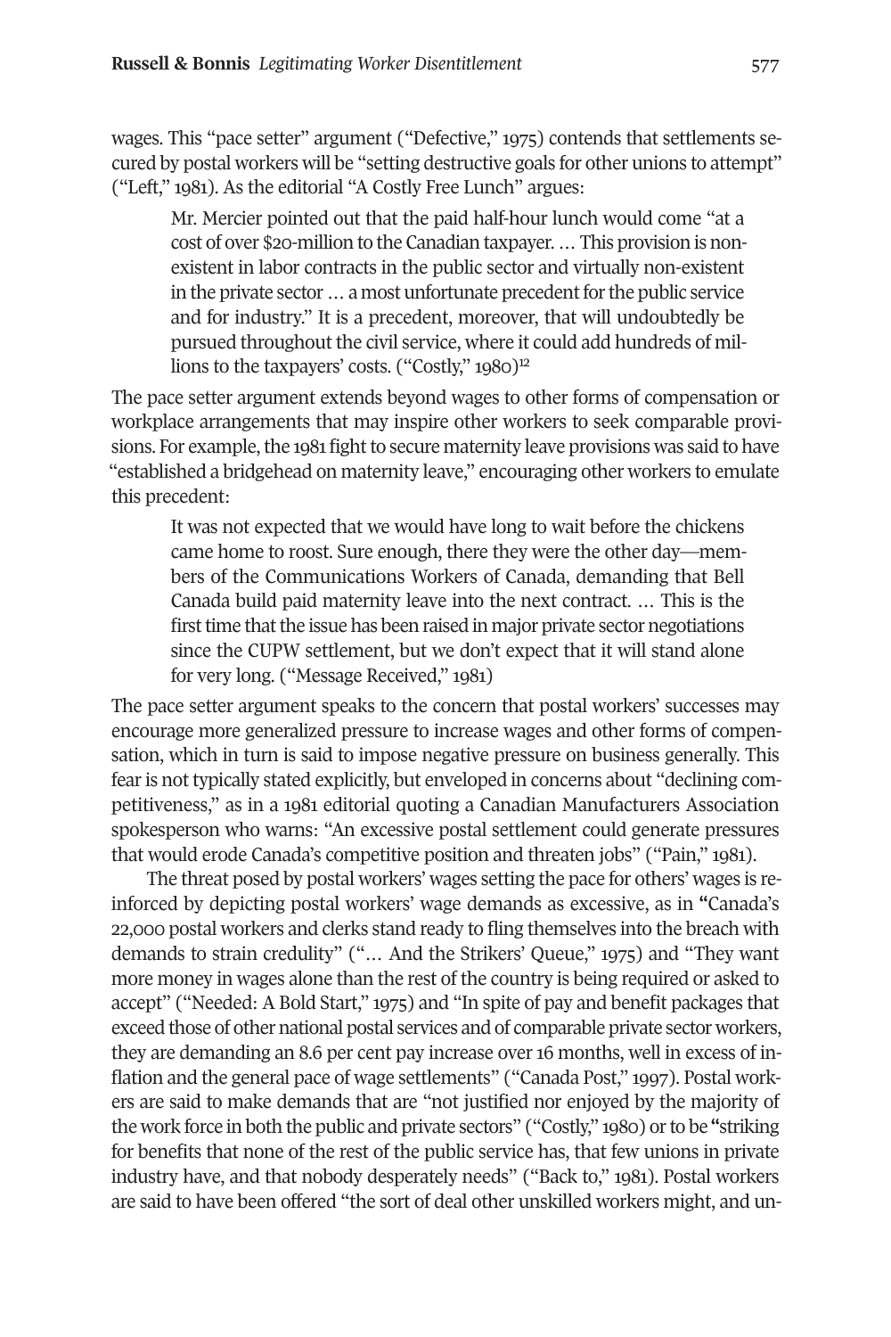wages. This "pace setter" argument ("Defective," 1975) contends that settlements secured by postal workers will be "setting destructive goals for other unions to attempt" ("Left," 1981). As the editorial "A Costly Free Lunch" argues:

> Mr. Mercier pointed out that the paid half-hour lunch would come "at a cost of over $20-million to the Canadian taxpayer. … This provision is non-existent in labor contracts in the public sector and virtually non-existent in the private sector … a most unfortunate precedent for the public service and for industry." It is a precedent, moreover, that will undoubtedly be pursued throughout the civil service, where it could add hundreds of millions to the taxpayers' costs. ("Costly," 1980)[12]

The pace setter argument extends beyond wages to other forms of compensation or workplace arrangements that may inspire other workers to seek comparable provisions. For example, the 1981 fight to secure maternity leave provisions was said to have "established a bridgehead on maternity leave," encouraging other workers to emulate this precedent:

> It was not expected that we would have long to wait before the chickens came home to roost. Sure enough, there they were the other day—members of the Communications Workers of Canada, demanding that Bell Canada build paid maternity leave into the next contract. … This is the first time that the issue has been raised in major private sector negotiations since the CUPW settlement, but we don't expect that it will stand alone for very long. ("Message Received," 1981)

The pace setter argument speaks to the concern that postal workers' successes may encourage more generalized pressure to increase wages and other forms of compensation, which in turn is said to impose negative pressure on business generally. This fear is not typically stated explicitly, but enveloped in concerns about "declining competitiveness," as in a 1981 editorial quoting a Canadian Manufacturers Association spokesperson who warns: "An excessive postal settlement could generate pressures that would erode Canada's competitive position and threaten jobs" ("Pain," 1981).

The threat posed by postal workers' wages setting the pace for others' wages is reinforced by depicting postal workers' wage demands as excessive, as in "Canada's 22,000 postal workers and clerks stand ready to fling themselves into the breach with demands to strain credulity" ("… And the Strikers' Queue," 1975) and "They want more money in wages alone than the rest of the country is being required or asked to accept" ("Needed: A Bold Start," 1975) and "In spite of pay and benefit packages that exceed those of other national postal services and of comparable private sector workers, they are demanding an 8.6 per cent pay increase over 16 months, well in excess of inflation and the general pace of wage settlements" ("Canada Post," 1997). Postal workers are said to make demands that are "not justified nor enjoyed by the majority of the work force in both the public and private sectors" ("Costly," 1980) or to be "striking for benefits that none of the rest of the public service has, that few unions in private industry have, and that nobody desperately needs" ("Back to," 1981). Postal workers are said to have been offered "the sort of deal other unskilled workers might, and un-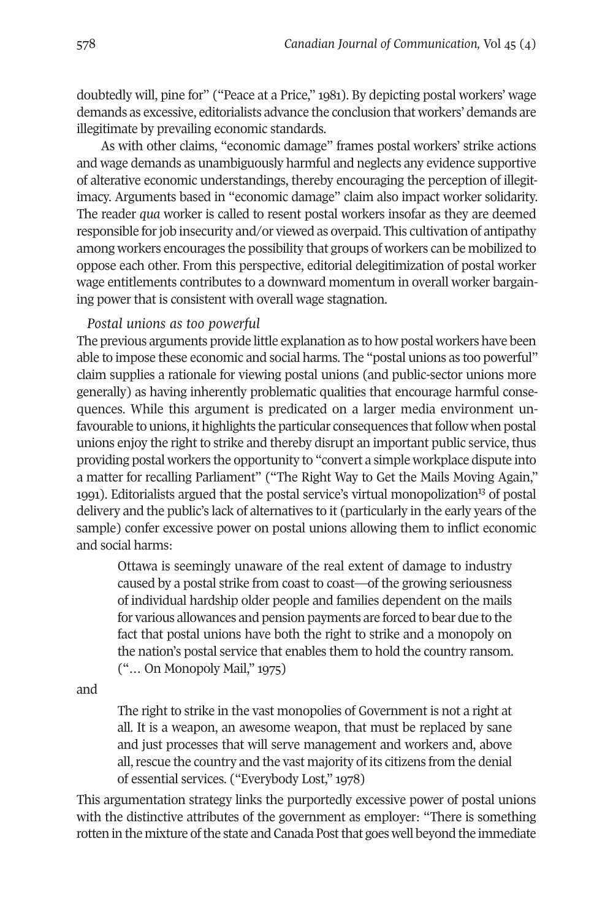doubtedly will, pine for" ("Peace at a Price," 1981). By depicting postal workers' wage demands as excessive, editorialists advance the conclusion that workers' demands are illegitimate by prevailing economic standards.

As with other claims, "economic damage" frames postal workers' strike actions and wage demands as unambiguously harmful and neglects any evidence supportive of alterative economic understandings, thereby encouraging the perception of illegitimacy. Arguments based in "economic damage" claim also impact worker solidarity. The reader *qua* worker is called to resent postal workers insofar as they are deemed responsible for job insecurity and/or viewed as overpaid. This cultivation of antipathy among workers encourages the possibility that groups of workers can be mobilized to oppose each other. From this perspective, editorial delegitimization of postal worker wage entitlements contributes to a downward momentum in overall worker bargaining power that is consistent with overall wage stagnation.

*Postal unions as too powerful*

The previous arguments provide little explanation as to how postal workers have been able to impose these economic and social harms. The "postal unions as too powerful" claim supplies a rationale for viewing postal unions (and public-sector unions more generally) as having inherently problematic qualities that encourage harmful consequences. While this argument is predicated on a larger media environment unfavourable to unions, it highlights the particular consequences that follow when postal unions enjoy the right to strike and thereby disrupt an important public service, thus providing postal workers the opportunity to "convert a simple workplace dispute into a matter for recalling Parliament" ("The Right Way to Get the Mails Moving Again," 1991). Editorialists argued that the postal service's virtual monopolization[13] of postal delivery and the public's lack of alternatives to it (particularly in the early years of the sample) confer excessive power on postal unions allowing them to inflict economic and social harms:

> Ottawa is seemingly unaware of the real extent of damage to industry caused by a postal strike from coast to coast—of the growing seriousness of individual hardship older people and families dependent on the mails for various allowances and pension payments are forced to bear due to the fact that postal unions have both the right to strike and a monopoly on the nation's postal service that enables them to hold the country ransom. ("… On Monopoly Mail," 1975)

and

> The right to strike in the vast monopolies of Government is not a right at all. It is a weapon, an awesome weapon, that must be replaced by sane and just processes that will serve management and workers and, above all, rescue the country and the vast majority of its citizens from the denial of essential services. ("Everybody Lost," 1978)

This argumentation strategy links the purportedly excessive power of postal unions with the distinctive attributes of the government as employer: "There is something rotten in the mixture of the state and Canada Post that goes well beyond the immediate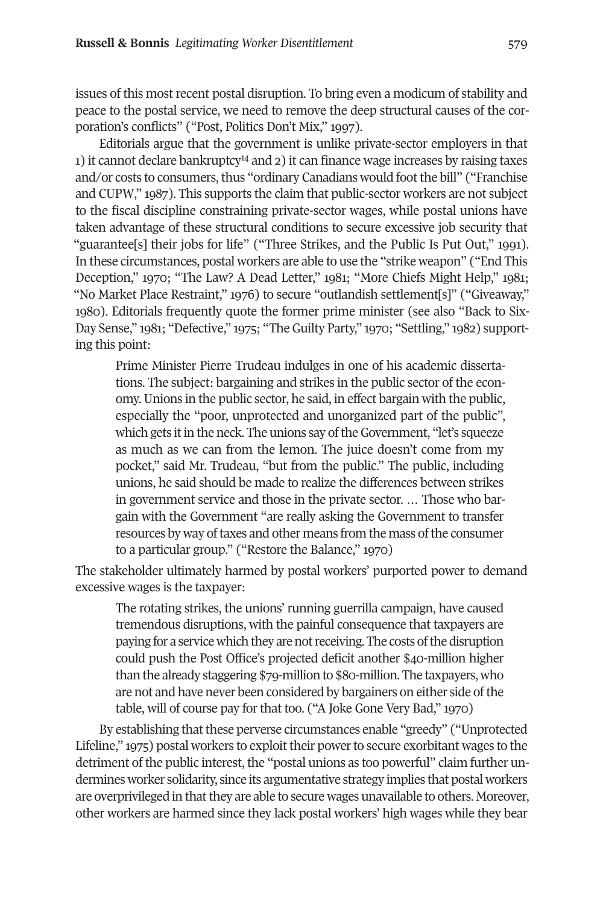issues of this most recent postal disruption. To bring even a modicum of stability and peace to the postal service, we need to remove the deep structural causes of the corporation's conflicts" ("Post, Politics Don't Mix," 1997).

Editorials argue that the government is unlike private-sector employers in that 1) it cannot declare bankruptcy[14] and 2) it can finance wage increases by raising taxes and/or costs to consumers, thus "ordinary Canadians would foot the bill" ("Franchise and CUPW," 1987). This supports the claim that public-sector workers are not subject to the fiscal discipline constraining private-sector wages, while postal unions have taken advantage of these structural conditions to secure excessive job security that "guarantee[s] their jobs for life" ("Three Strikes, and the Public Is Put Out," 1991). In these circumstances, postal workers are able to use the "strike weapon" ("End This Deception," 1970; "The Law? A Dead Letter," 1981; "More Chiefs Might Help," 1981; "No Market Place Restraint," 1976) to secure "outlandish settlement[s]" ("Giveaway," 1980). Editorials frequently quote the former prime minister (see also "Back to Six-Day Sense," 1981; "Defective," 1975; "The Guilty Party," 1970; "Settling," 1982) supporting this point:

> Prime Minister Pierre Trudeau indulges in one of his academic dissertations. The subject: bargaining and strikes in the public sector of the economy. Unions in the public sector, he said, in effect bargain with the public, especially the "poor, unprotected and unorganized part of the public", which gets it in the neck. The unions say of the Government, "let's squeeze as much as we can from the lemon. The juice doesn't come from my pocket," said Mr. Trudeau, "but from the public." The public, including unions, he said should be made to realize the differences between strikes in government service and those in the private sector. … Those who bargain with the Government "are really asking the Government to transfer resources by way of taxes and other means from the mass of the consumer to a particular group." ("Restore the Balance," 1970)

The stakeholder ultimately harmed by postal workers' purported power to demand excessive wages is the taxpayer:

> The rotating strikes, the unions' running guerrilla campaign, have caused tremendous disruptions, with the painful consequence that taxpayers are paying for a service which they are not receiving. The costs of the disruption could push the Post Office's projected deficit another $40-million higher than the already staggering $79-million to $80-million. The taxpayers, who are not and have never been considered by bargainers on either side of the table, will of course pay for that too. ("A Joke Gone Very Bad," 1970)

By establishing that these perverse circumstances enable "greedy" ("Unprotected Lifeline," 1975) postal workers to exploit their power to secure exorbitant wages to the detriment of the public interest, the "postal unions as too powerful" claim further undermines worker solidarity, since its argumentative strategy implies that postal workers are overprivileged in that they are able to secure wages unavailable to others. Moreover, other workers are harmed since they lack postal workers' high wages while they bear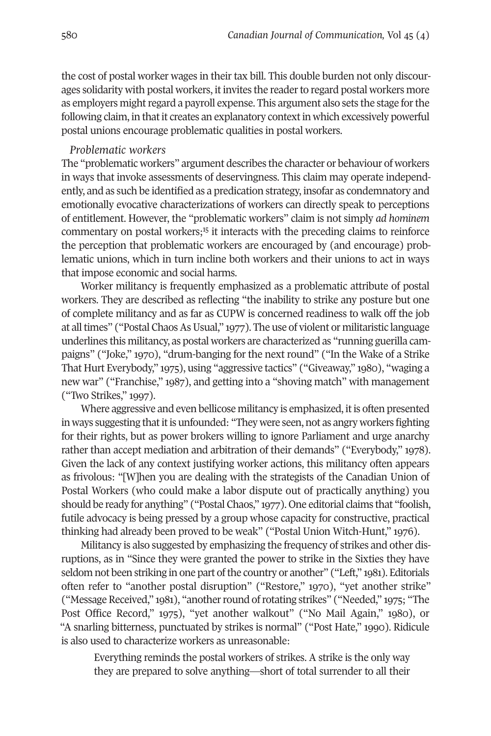the cost of postal worker wages in their tax bill. This double burden not only discourages solidarity with postal workers, it invites the reader to regard postal workers more as employers might regard a payroll expense. This argument also sets the stage for the following claim, in that it creates an explanatory context in which excessively powerful postal unions encourage problematic qualities in postal workers.

*Problematic workers*

The "problematic workers" argument describes the character or behaviour of workers in ways that invoke assessments of deservingness. This claim may operate independently, and as such be identified as a predication strategy, insofar as condemnatory and emotionally evocative characterizations of workers can directly speak to perceptions of entitlement. However, the "problematic workers" claim is not simply *ad hominem* commentary on postal workers;[15] it interacts with the preceding claims to reinforce the perception that problematic workers are encouraged by (and encourage) problematic unions, which in turn incline both workers and their unions to act in ways that impose economic and social harms.

Worker militancy is frequently emphasized as a problematic attribute of postal workers. They are described as reflecting "the inability to strike any posture but one of complete militancy and as far as CUPW is concerned readiness to walk off the job at all times" ("Postal Chaos As Usual," 1977). The use of violent or militaristic language underlines this militancy, as postal workers are characterized as "running guerilla campaigns" ("Joke," 1970), "drum-banging for the next round" ("In the Wake of a Strike That Hurt Everybody," 1975), using "aggressive tactics" ("Giveaway," 1980), "waging a new war" ("Franchise," 1987), and getting into a "shoving match" with management ("Two Strikes," 1997).

Where aggressive and even bellicose militancy is emphasized, it is often presented in ways suggesting that it is unfounded: "They were seen, not as angry workers fighting for their rights, but as power brokers willing to ignore Parliament and urge anarchy rather than accept mediation and arbitration of their demands" ("Everybody," 1978). Given the lack of any context justifying worker actions, this militancy often appears as frivolous: "[W]hen you are dealing with the strategists of the Canadian Union of Postal Workers (who could make a labor dispute out of practically anything) you should be ready for anything" ("Postal Chaos," 1977). One editorial claims that "foolish, futile advocacy is being pressed by a group whose capacity for constructive, practical thinking had already been proved to be weak" ("Postal Union Witch-Hunt," 1976).

Militancy is also suggested by emphasizing the frequency of strikes and other disruptions, as in "Since they were granted the power to strike in the Sixties they have seldom not been striking in one part of the country or another" ("Left," 1981). Editorials often refer to "another postal disruption" ("Restore," 1970), "yet another strike" ("Message Received," 1981), "another round of rotating strikes" ("Needed," 1975; "The Post Office Record," 1975), "yet another walkout" ("No Mail Again," 1980), or "A snarling bitterness, punctuated by strikes is normal" ("Post Hate," 1990). Ridicule is also used to characterize workers as unreasonable:

> Everything reminds the postal workers of strikes. A strike is the only way they are prepared to solve anything—short of total surrender to all their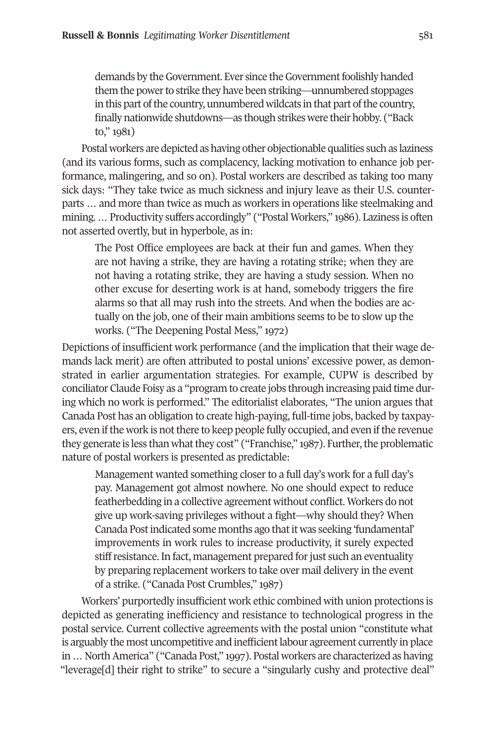> demands by the Government. Ever since the Government foolishly handed them the power to strike they have been striking—unnumbered stoppages in this part of the country, unnumbered wildcats in that part of the country, finally nationwide shutdowns—as though strikes were their hobby. ("Back to," 1981)

Postal workers are depicted as having other objectionable qualities such as laziness (and its various forms, such as complacency, lacking motivation to enhance job performance, malingering, and so on). Postal workers are described as taking too many sick days: "They take twice as much sickness and injury leave as their U.S. counterparts … and more than twice as much as workers in operations like steelmaking and mining. … Productivity suffers accordingly" ("Postal Workers," 1986). Laziness is often not asserted overtly, but in hyperbole, as in:

> The Post Office employees are back at their fun and games. When they are not having a strike, they are having a rotating strike; when they are not having a rotating strike, they are having a study session. When no other excuse for deserting work is at hand, somebody triggers the fire alarms so that all may rush into the streets. And when the bodies are actually on the job, one of their main ambitions seems to be to slow up the works. ("The Deepening Postal Mess," 1972)

Depictions of insufficient work performance (and the implication that their wage demands lack merit) are often attributed to postal unions' excessive power, as demonstrated in earlier argumentation strategies. For example, CUPW is described by conciliator Claude Foisy as a "program to create jobs through increasing paid time during which no work is performed." The editorialist elaborates, "The union argues that Canada Post has an obligation to create high-paying, full-time jobs, backed by taxpayers, even if the work is not there to keep people fully occupied, and even if the revenue they generate is less than what they cost" ("Franchise," 1987). Further, the problematic nature of postal workers is presented as predictable:

> Management wanted something closer to a full day's work for a full day's pay. Management got almost nowhere. No one should expect to reduce featherbedding in a collective agreement without conflict. Workers do not give up work-saving privileges without a fight—why should they? When Canada Post indicated some months ago that it was seeking 'fundamental' improvements in work rules to increase productivity, it surely expected stiff resistance. In fact, management prepared for just such an eventuality by preparing replacement workers to take over mail delivery in the event of a strike. ("Canada Post Crumbles," 1987)

Workers' purportedly insufficient work ethic combined with union protections is depicted as generating inefficiency and resistance to technological progress in the postal service. Current collective agreements with the postal union "constitute what is arguably the most uncompetitive and inefficient labour agreement currently in place in … North America" ("Canada Post," 1997). Postal workers are characterized as having "leverage[d] their right to strike" to secure a "singularly cushy and protective deal"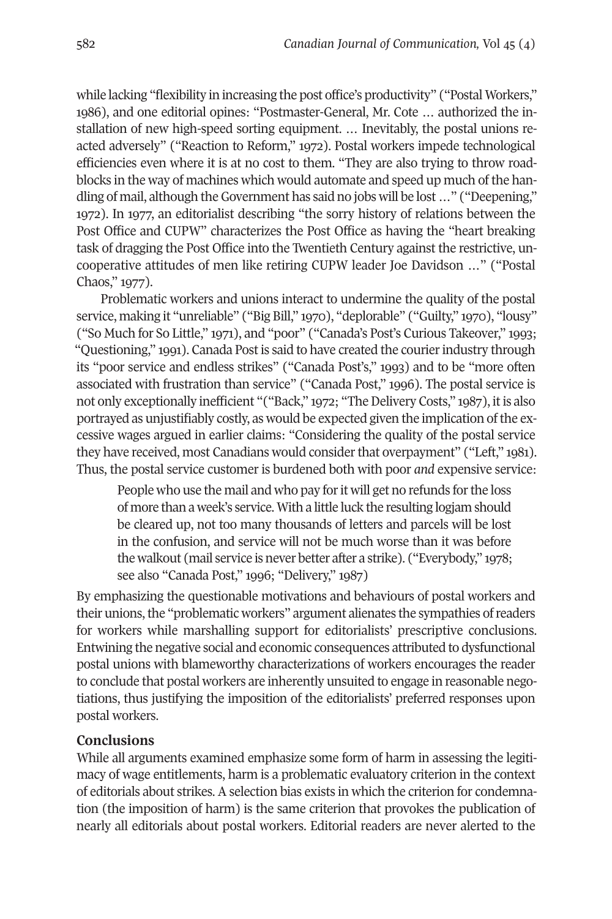while lacking "flexibility in increasing the post office's productivity" ("Postal Workers," 1986), and one editorial opines: "Postmaster-General, Mr. Cote … authorized the installation of new high-speed sorting equipment. … Inevitably, the postal unions reacted adversely" ("Reaction to Reform," 1972). Postal workers impede technological efficiencies even where it is at no cost to them. "They are also trying to throw roadblocks in the way of machines which would automate and speed up much of the handling of mail, although the Government has said no jobs will be lost …" ("Deepening," 1972). In 1977, an editorialist describing "the sorry history of relations between the Post Office and CUPW" characterizes the Post Office as having the "heart breaking task of dragging the Post Office into the Twentieth Century against the restrictive, uncooperative attitudes of men like retiring CUPW leader Joe Davidson …" ("Postal Chaos," 1977).

Problematic workers and unions interact to undermine the quality of the postal service, making it "unreliable" ("Big Bill," 1970), "deplorable" ("Guilty," 1970), "lousy" ("So Much for So Little," 1971), and "poor" ("Canada's Post's Curious Takeover," 1993; "Questioning," 1991). Canada Post is said to have created the courier industry through its "poor service and endless strikes" ("Canada Post's," 1993) and to be "more often associated with frustration than service" ("Canada Post," 1996). The postal service is not only exceptionally inefficient "("Back," 1972; "The Delivery Costs," 1987), it is also portrayed as unjustifiably costly, as would be expected given the implication of the excessive wages argued in earlier claims: "Considering the quality of the postal service they have received, most Canadians would consider that overpayment" ("Left," 1981). Thus, the postal service customer is burdened both with poor *and* expensive service:

> People who use the mail and who pay for it will get no refunds for the loss of more than a week's service. With a little luck the resulting logjam should be cleared up, not too many thousands of letters and parcels will be lost in the confusion, and service will not be much worse than it was before the walkout (mail service is never better after a strike). ("Everybody," 1978; see also "Canada Post," 1996; "Delivery," 1987)

By emphasizing the questionable motivations and behaviours of postal workers and their unions, the "problematic workers" argument alienates the sympathies of readers for workers while marshalling support for editorialists' prescriptive conclusions. Entwining the negative social and economic consequences attributed to dysfunctional postal unions with blameworthy characterizations of workers encourages the reader to conclude that postal workers are inherently unsuited to engage in reasonable negotiations, thus justifying the imposition of the editorialists' preferred responses upon postal workers.

## Conclusions

While all arguments examined emphasize some form of harm in assessing the legitimacy of wage entitlements, harm is a problematic evaluatory criterion in the context of editorials about strikes. A selection bias exists in which the criterion for condemnation (the imposition of harm) is the same criterion that provokes the publication of nearly all editorials about postal workers. Editorial readers are never alerted to the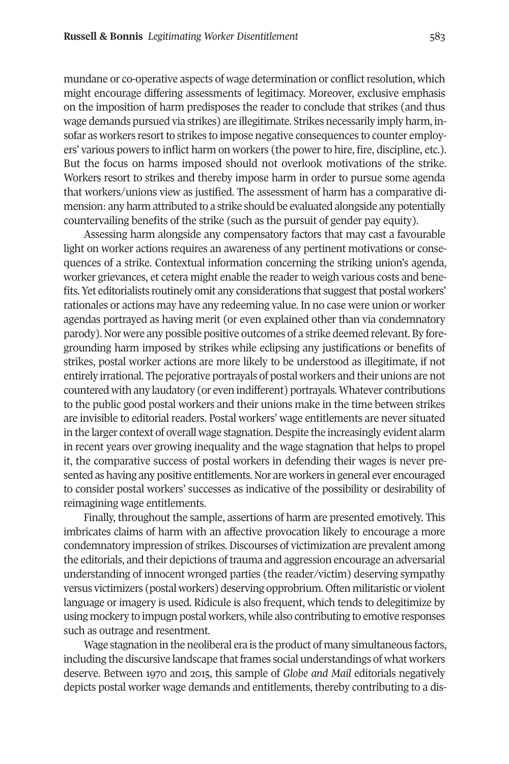mundane or co-operative aspects of wage determination or conflict resolution, which might encourage differing assessments of legitimacy. Moreover, exclusive emphasis on the imposition of harm predisposes the reader to conclude that strikes (and thus wage demands pursued via strikes) are illegitimate. Strikes necessarily imply harm, insofar as workers resort to strikes to impose negative consequences to counter employers' various powers to inflict harm on workers (the power to hire, fire, discipline, etc.). But the focus on harms imposed should not overlook motivations of the strike. Workers resort to strikes and thereby impose harm in order to pursue some agenda that workers/unions view as justified. The assessment of harm has a comparative dimension: any harm attributed to a strike should be evaluated alongside any potentially countervailing benefits of the strike (such as the pursuit of gender pay equity).

Assessing harm alongside any compensatory factors that may cast a favourable light on worker actions requires an awareness of any pertinent motivations or consequences of a strike. Contextual information concerning the striking union's agenda, worker grievances, et cetera might enable the reader to weigh various costs and benefits. Yet editorialists routinely omit any considerations that suggest that postal workers' rationales or actions may have any redeeming value. In no case were union or worker agendas portrayed as having merit (or even explained other than via condemnatory parody). Nor were any possible positive outcomes of a strike deemed relevant. By foregrounding harm imposed by strikes while eclipsing any justifications or benefits of strikes, postal worker actions are more likely to be understood as illegitimate, if not entirely irrational. The pejorative portrayals of postal workers and their unions are not countered with any laudatory (or even indifferent) portrayals. Whatever contributions to the public good postal workers and their unions make in the time between strikes are invisible to editorial readers. Postal workers' wage entitlements are never situated in the larger context of overall wage stagnation. Despite the increasingly evident alarm in recent years over growing inequality and the wage stagnation that helps to propel it, the comparative success of postal workers in defending their wages is never presented as having any positive entitlements. Nor are workers in general ever encouraged to consider postal workers' successes as indicative of the possibility or desirability of reimagining wage entitlements.

Finally, throughout the sample, assertions of harm are presented emotively. This imbricates claims of harm with an affective provocation likely to encourage a more condemnatory impression of strikes. Discourses of victimization are prevalent among the editorials, and their depictions of trauma and aggression encourage an adversarial understanding of innocent wronged parties (the reader/victim) deserving sympathy versus victimizers (postal workers) deserving opprobrium. Often militaristic or violent language or imagery is used. Ridicule is also frequent, which tends to delegitimize by using mockery to impugn postal workers, while also contributing to emotive responses such as outrage and resentment.

Wage stagnation in the neoliberal era is the product of many simultaneous factors, including the discursive landscape that frames social understandings of what workers deserve. Between 1970 and 2015, this sample of *Globe and Mail* editorials negatively depicts postal worker wage demands and entitlements, thereby contributing to a dis-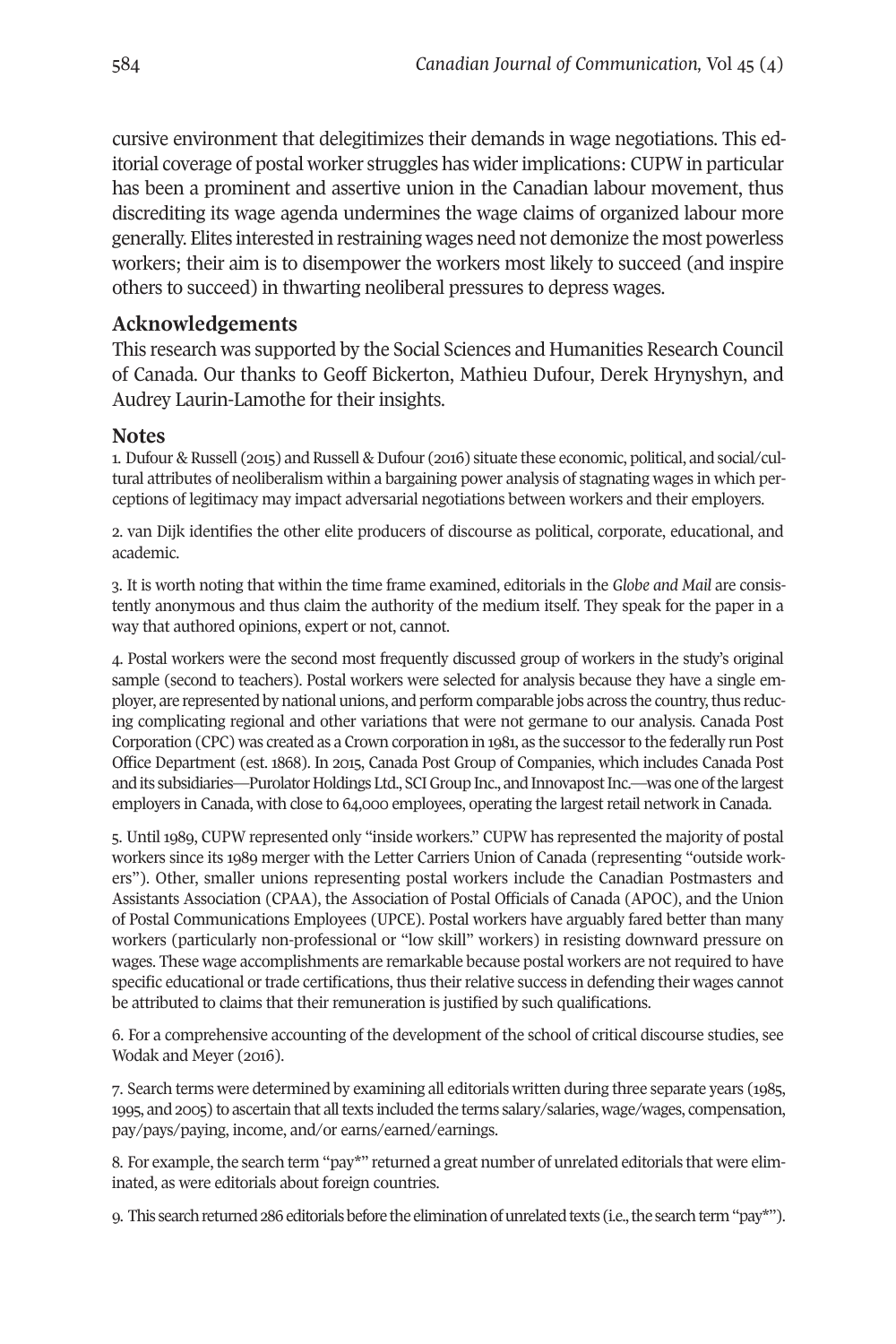cursive environment that delegitimizes their demands in wage negotiations. This editorial coverage of postal worker struggles has wider implications: CUPW in particular has been a prominent and assertive union in the Canadian labour movement, thus discrediting its wage agenda undermines the wage claims of organized labour more generally. Elites interested in restraining wages need not demonize the most powerless workers; their aim is to disempower the workers most likely to succeed (and inspire others to succeed) in thwarting neoliberal pressures to depress wages.

## Acknowledgements

This research was supported by the Social Sciences and Humanities Research Council of Canada. Our thanks to Geoff Bickerton, Mathieu Dufour, Derek Hrynyshyn, and Audrey Laurin-Lamothe for their insights.

## Notes

1. Dufour & Russell (2015) and Russell & Dufour (2016) situate these economic, political, and social/cultural attributes of neoliberalism within a bargaining power analysis of stagnating wages in which perceptions of legitimacy may impact adversarial negotiations between workers and their employers.

2. van Dijk identifies the other elite producers of discourse as political, corporate, educational, and academic.

3. It is worth noting that within the time frame examined, editorials in the *Globe and Mail* are consistently anonymous and thus claim the authority of the medium itself. They speak for the paper in a way that authored opinions, expert or not, cannot.

4. Postal workers were the second most frequently discussed group of workers in the study's original sample (second to teachers). Postal workers were selected for analysis because they have a single employer, are represented by national unions, and perform comparable jobs across the country, thus reducing complicating regional and other variations that were not germane to our analysis. Canada Post Corporation (CPC) was created as a Crown corporation in 1981, as the successor to the federally run Post Office Department (est. 1868). In 2015, Canada Post Group of Companies, which includes Canada Post and its subsidiaries—Purolator Holdings Ltd., SCI Group Inc., and Innovapost Inc.—was one of the largest employers in Canada, with close to 64,000 employees, operating the largest retail network in Canada.

5. Until 1989, CUPW represented only "inside workers." CUPW has represented the majority of postal workers since its 1989 merger with the Letter Carriers Union of Canada (representing "outside workers"). Other, smaller unions representing postal workers include the Canadian Postmasters and Assistants Association (CPAA), the Association of Postal Officials of Canada (APOC), and the Union of Postal Communications Employees (UPCE). Postal workers have arguably fared better than many workers (particularly non-professional or "low skill" workers) in resisting downward pressure on wages. These wage accomplishments are remarkable because postal workers are not required to have specific educational or trade certifications, thus their relative success in defending their wages cannot be attributed to claims that their remuneration is justified by such qualifications.

6. For a comprehensive accounting of the development of the school of critical discourse studies, see Wodak and Meyer (2016).

7. Search terms were determined by examining all editorials written during three separate years (1985, 1995, and 2005) to ascertain that all texts included the terms salary/salaries, wage/wages, compensation, pay/pays/paying, income, and/or earns/earned/earnings.

8. For example, the search term "pay*" returned a great number of unrelated editorials that were eliminated, as were editorials about foreign countries.

9. This search returned 286 editorials before the elimination of unrelated texts (i.e., the search term "pay*").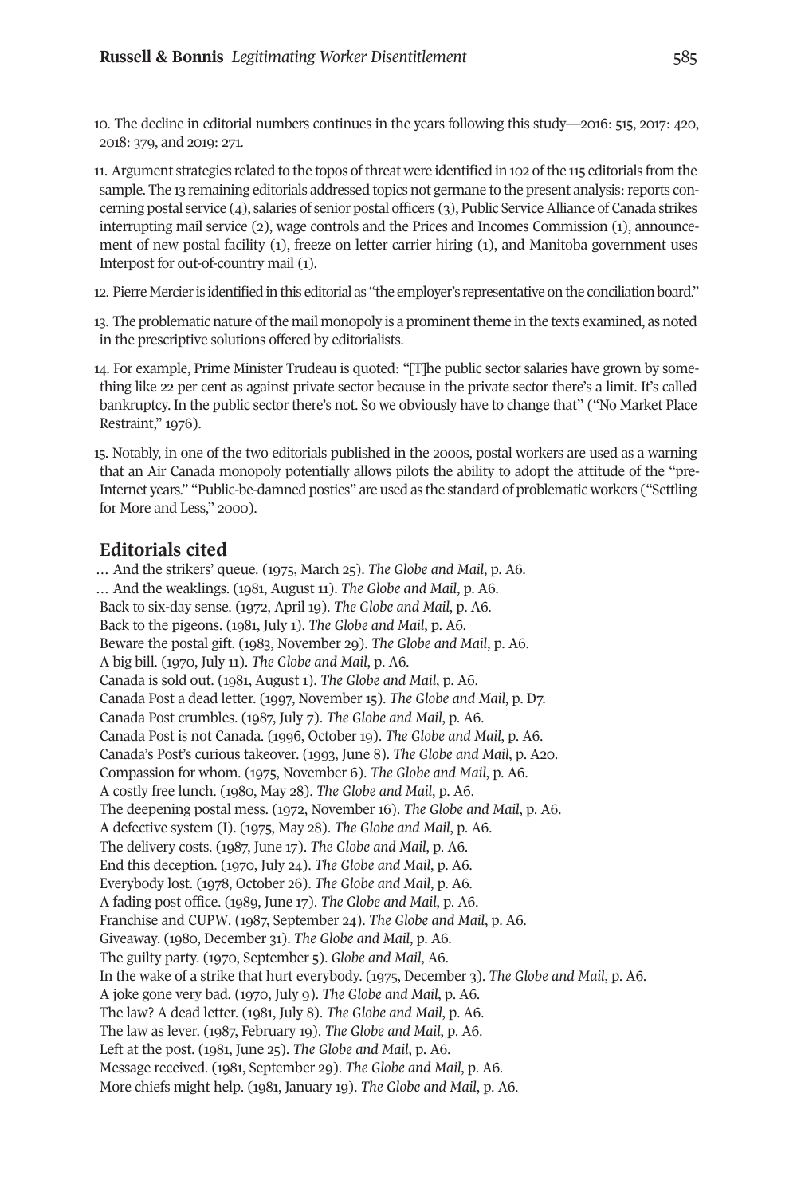10. The decline in editorial numbers continues in the years following this study—2016: 515, 2017: 420, 2018: 379, and 2019: 271.

11. Argument strategies related to the topos of threat were identified in 102 of the 115 editorials from the sample. The 13 remaining editorials addressed topics not germane to the present analysis: reports concerning postal service (4), salaries of senior postal officers (3), Public Service Alliance of Canada strikes interrupting mail service (2), wage controls and the Prices and Incomes Commission (1), announcement of new postal facility (1), freeze on letter carrier hiring (1), and Manitoba government uses Interpost for out-of-country mail (1).

12. Pierre Mercier is identified in this editorial as "the employer's representative on the conciliation board."

13. The problematic nature of the mail monopoly is a prominent theme in the texts examined, as noted in the prescriptive solutions offered by editorialists.

14. For example, Prime Minister Trudeau is quoted: "[T]he public sector salaries have grown by something like 22 per cent as against private sector because in the private sector there's a limit. It's called bankruptcy. In the public sector there's not. So we obviously have to change that" ("No Market Place Restraint," 1976).

15. Notably, in one of the two editorials published in the 2000s, postal workers are used as a warning that an Air Canada monopoly potentially allows pilots the ability to adopt the attitude of the "pre-Internet years." "Public-be-damned posties" are used as the standard of problematic workers ("Settling for More and Less," 2000).

## Editorials cited

… And the strikers' queue. (1975, March 25). *The Globe and Mail*, p. A6.
… And the weaklings. (1981, August 11). *The Globe and Mail*, p. A6.
Back to six-day sense. (1972, April 19). *The Globe and Mail*, p. A6.
Back to the pigeons. (1981, July 1). *The Globe and Mail*, p. A6.
Beware the postal gift. (1983, November 29). *The Globe and Mail*, p. A6.
A big bill. (1970, July 11). *The Globe and Mail*, p. A6.
Canada is sold out. (1981, August 1). *The Globe and Mail*, p. A6.
Canada Post a dead letter. (1997, November 15). *The Globe and Mail*, p. D7.
Canada Post crumbles. (1987, July 7). *The Globe and Mail*, p. A6.
Canada Post is not Canada. (1996, October 19). *The Globe and Mail*, p. A6.
Canada's Post's curious takeover. (1993, June 8). *The Globe and Mail*, p. A20.
Compassion for whom. (1975, November 6). *The Globe and Mail*, p. A6.
A costly free lunch. (1980, May 28). *The Globe and Mail*, p. A6.
The deepening postal mess. (1972, November 16). *The Globe and Mail*, p. A6.
A defective system (I). (1975, May 28). *The Globe and Mail*, p. A6.
The delivery costs. (1987, June 17). *The Globe and Mail*, p. A6.
End this deception. (1970, July 24). *The Globe and Mail*, p. A6.
Everybody lost. (1978, October 26). *The Globe and Mail*, p. A6.
A fading post office. (1989, June 17). *The Globe and Mail*, p. A6.
Franchise and CUPW. (1987, September 24). *The Globe and Mail*, p. A6.
Giveaway. (1980, December 31). *The Globe and Mail*, p. A6.
The guilty party. (1970, September 5). *Globe and Mail*, A6.
In the wake of a strike that hurt everybody. (1975, December 3). *The Globe and Mail*, p. A6.
A joke gone very bad. (1970, July 9). *The Globe and Mail*, p. A6.
The law? A dead letter. (1981, July 8). *The Globe and Mail*, p. A6.
The law as lever. (1987, February 19). *The Globe and Mail*, p. A6.
Left at the post. (1981, June 25). *The Globe and Mail*, p. A6.
Message received. (1981, September 29). *The Globe and Mail*, p. A6.
More chiefs might help. (1981, January 19). *The Globe and Mail*, p. A6.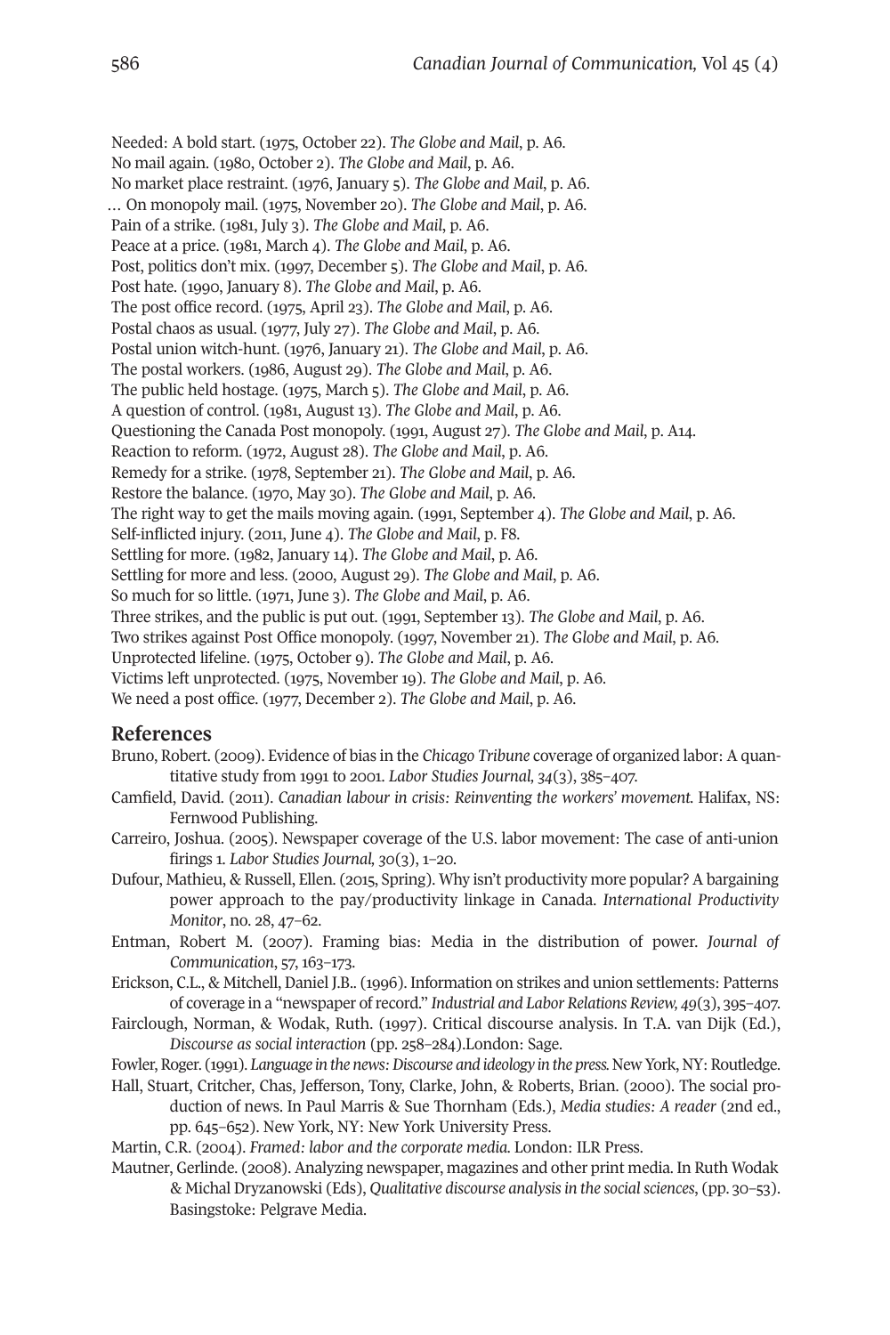Needed: A bold start. (1975, October 22). *The Globe and Mail*, p. A6.

No mail again. (1980, October 2). *The Globe and Mail*, p. A6.

No market place restraint. (1976, January 5). *The Globe and Mail*, p. A6.

… On monopoly mail. (1975, November 20). *The Globe and Mail*, p. A6.

Pain of a strike. (1981, July 3). *The Globe and Mail*, p. A6.

Peace at a price. (1981, March 4). *The Globe and Mail*, p. A6.

Post, politics don't mix. (1997, December 5). *The Globe and Mail*, p. A6.

Post hate. (1990, January 8). *The Globe and Mail*, p. A6.

The post office record. (1975, April 23). *The Globe and Mail*, p. A6.

Postal chaos as usual. (1977, July 27). *The Globe and Mail*, p. A6.

Postal union witch-hunt. (1976, January 21). *The Globe and Mail*, p. A6.

The postal workers. (1986, August 29). *The Globe and Mail*, p. A6.

The public held hostage. (1975, March 5). *The Globe and Mail*, p. A6.

A question of control. (1981, August 13). *The Globe and Mail*, p. A6.

Questioning the Canada Post monopoly. (1991, August 27). *The Globe and Mail*, p. A14.

Reaction to reform. (1972, August 28). *The Globe and Mail*, p. A6.

Remedy for a strike. (1978, September 21). *The Globe and Mail*, p. A6.

Restore the balance. (1970, May 30). *The Globe and Mail*, p. A6.

The right way to get the mails moving again. (1991, September 4). *The Globe and Mail*, p. A6.

Self-inflicted injury. (2011, June 4). *The Globe and Mail*, p. F8.

Settling for more. (1982, January 14). *The Globe and Mail*, p. A6.

Settling for more and less. (2000, August 29). *The Globe and Mail*, p. A6.

So much for so little. (1971, June 3). *The Globe and Mail*, p. A6.

Three strikes, and the public is put out. (1991, September 13). *The Globe and Mail*, p. A6.

Two strikes against Post Office monopoly. (1997, November 21). *The Globe and Mail*, p. A6.

Unprotected lifeline. (1975, October 9). *The Globe and Mail*, p. A6.

Victims left unprotected. (1975, November 19). *The Globe and Mail*, p. A6.

We need a post office. (1977, December 2). *The Globe and Mail*, p. A6.

## References

Bruno, Robert. (2009). Evidence of bias in the *Chicago Tribune* coverage of organized labor: A quantitative study from 1991 to 2001. *Labor Studies Journal, 34*(3), 385–407.

Camfield, David. (2011). *Canadian labour in crisis: Reinventing the workers' movement.* Halifax, NS: Fernwood Publishing.

Carreiro, Joshua. (2005). Newspaper coverage of the U.S. labor movement: The case of anti-union firings 1. *Labor Studies Journal, 30*(3), 1–20.

Dufour, Mathieu, & Russell, Ellen. (2015, Spring). Why isn't productivity more popular? A bargaining power approach to the pay/productivity linkage in Canada. *International Productivity Monitor*, no. 28, 47–62.

Entman, Robert M. (2007). Framing bias: Media in the distribution of power. *Journal of Communication*, 57, 163–173.

Erickson, C.L., & Mitchell, Daniel J.B.. (1996). Information on strikes and union settlements: Patterns of coverage in a "newspaper of record." *Industrial and Labor Relations Review, 49*(3), 395–407.

Fairclough, Norman, & Wodak, Ruth. (1997). Critical discourse analysis. In T.A. van Dijk (Ed.), *Discourse as social interaction* (pp. 258–284).London: Sage.

Fowler, Roger. (1991). *Language in the news: Discourse and ideology in the press.* New York, NY: Routledge.

Hall, Stuart, Critcher, Chas, Jefferson, Tony, Clarke, John, & Roberts, Brian. (2000). The social production of news. In Paul Marris & Sue Thornham (Eds.), *Media studies: A reader* (2nd ed., pp. 645–652). New York, NY: New York University Press.

Martin, C.R. (2004). *Framed: labor and the corporate media.* London: ILR Press.

Mautner, Gerlinde. (2008). Analyzing newspaper, magazines and other print media. In Ruth Wodak & Michal Dryzanowski (Eds), *Qualitative discourse analysis in the social sciences*, (pp. 30–53). Basingstoke: Pelgrave Media.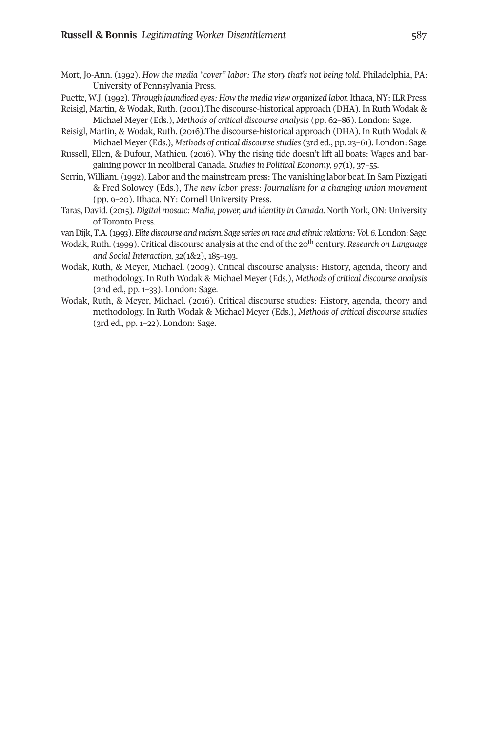Mort, Jo-Ann. (1992). *How the media "cover" labor: The story that's not being told*. Philadelphia, PA: University of Pennsylvania Press.

Puette, W.J. (1992). *Through jaundiced eyes: How the media view organized labor*. Ithaca, NY: ILR Press.

Reisigl, Martin, & Wodak, Ruth. (2001).The discourse-historical approach (DHA). In Ruth Wodak & Michael Meyer (Eds.), *Methods of critical discourse analysis* (pp. 62–86). London: Sage.

Reisigl, Martin, & Wodak, Ruth. (2016).The discourse-historical approach (DHA). In Ruth Wodak & Michael Meyer (Eds.), *Methods of critical discourse studies* (3rd ed., pp. 23–61). London: Sage.

Russell, Ellen, & Dufour, Mathieu. (2016). Why the rising tide doesn't lift all boats: Wages and bargaining power in neoliberal Canada. *Studies in Political Economy, 97*(1), 37–55.

Serrin, William. (1992). Labor and the mainstream press: The vanishing labor beat. In Sam Pizzigati & Fred Solowey (Eds.), *The new labor press: Journalism for a changing union movement* (pp. 9–20). Ithaca, NY: Cornell University Press.

Taras, David. (2015). *Digital mosaic: Media, power, and identity in Canada*. North York, ON: University of Toronto Press.

van Dijk, T.A. (1993). *Elite discourse and racism. Sage series on race and ethnic relations: Vol. 6.* London: Sage.

Wodak, Ruth. (1999). Critical discourse analysis at the end of the 20th century. *Research on Language and Social Interaction, 32*(1&2), 185–193.

Wodak, Ruth, & Meyer, Michael. (2009). Critical discourse analysis: History, agenda, theory and methodology. In Ruth Wodak & Michael Meyer (Eds.), *Methods of critical discourse analysis* (2nd ed., pp. 1–33). London: Sage.

Wodak, Ruth, & Meyer, Michael. (2016). Critical discourse studies: History, agenda, theory and methodology. In Ruth Wodak & Michael Meyer (Eds.), *Methods of critical discourse studies* (3rd ed., pp. 1–22). London: Sage.